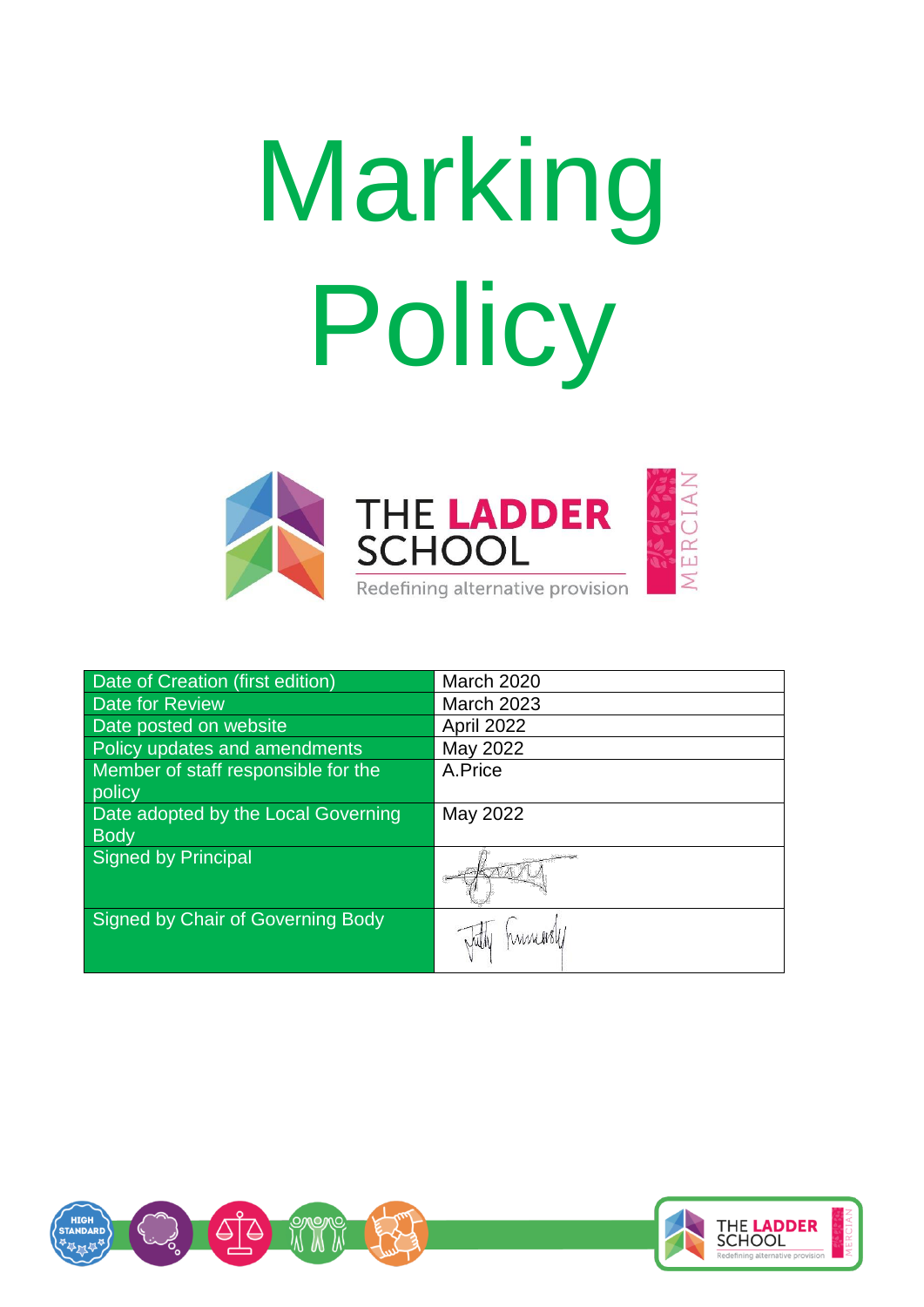# Marking Policy

THE LADDER SCHOOL

Redefining alternative provision

MERCIAN

| | |
|---|---|
| Date of Creation (first edition) | March 2020 |
| Date for Review | March 2023 |
| Date posted on website | April 2022 |
| Policy updates and amendments | May 2022 |
| Member of staff responsible for the policy | A.Price |
| Date adopted by the Local Governing Body | May 2022 |
| Signed by Principal | |
| Signed by Chair of Governing Body | |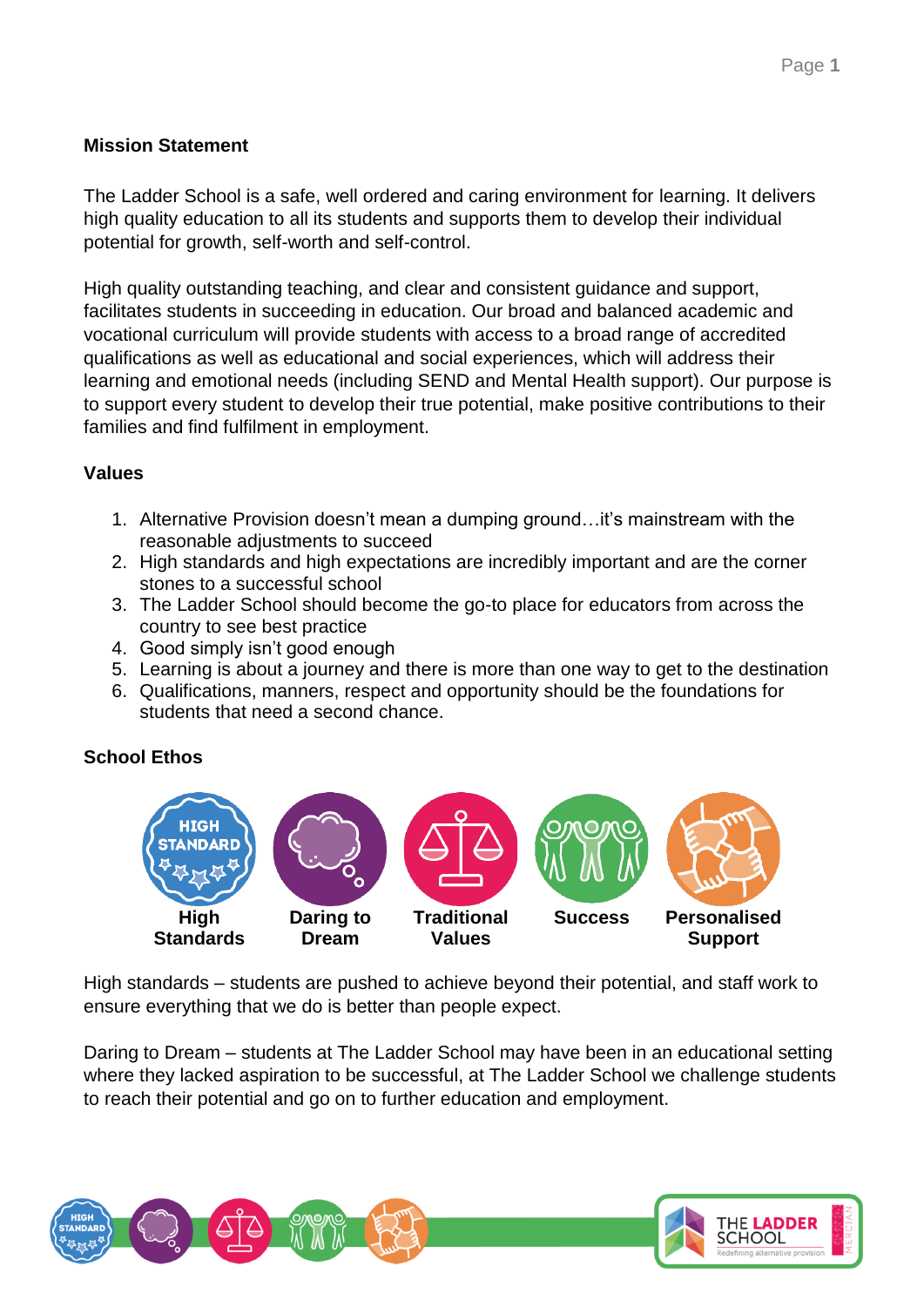**Mission Statement**

The Ladder School is a safe, well ordered and caring environment for learning. It delivers high quality education to all its students and supports them to develop their individual potential for growth, self-worth and self-control.

High quality outstanding teaching, and clear and consistent guidance and support, facilitates students in succeeding in education. Our broad and balanced academic and vocational curriculum will provide students with access to a broad range of accredited qualifications as well as educational and social experiences, which will address their learning and emotional needs (including SEND and Mental Health support). Our purpose is to support every student to develop their true potential, make positive contributions to their families and find fulfilment in employment.

**Values**

1. Alternative Provision doesn't mean a dumping ground…it's mainstream with the reasonable adjustments to succeed
2. High standards and high expectations are incredibly important and are the corner stones to a successful school
3. The Ladder School should become the go-to place for educators from across the country to see best practice
4. Good simply isn't good enough
5. Learning is about a journey and there is more than one way to get to the destination
6. Qualifications, manners, respect and opportunity should be the foundations for students that need a second chance.

**School Ethos**

**High Standards** **Daring to Dream** **Traditional Values** **Success** **Personalised Support**

High standards – students are pushed to achieve beyond their potential, and staff work to ensure everything that we do is better than people expect.

Daring to Dream – students at The Ladder School may have been in an educational setting where they lacked aspiration to be successful, at The Ladder School we challenge students to reach their potential and go on to further education and employment.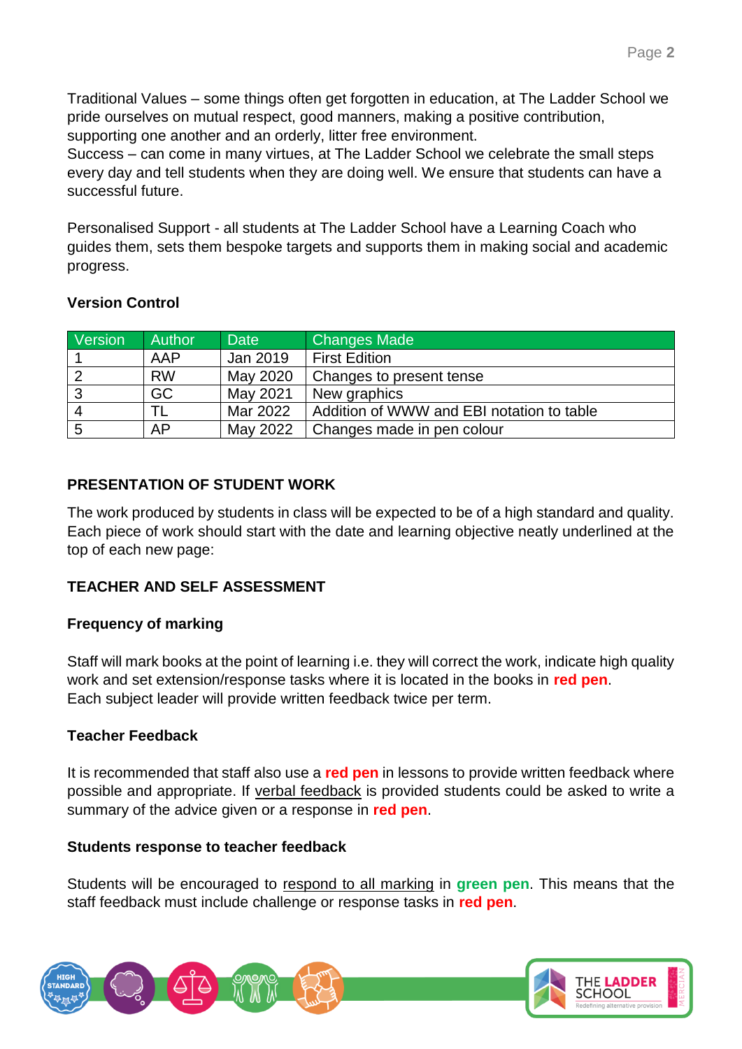Traditional Values – some things often get forgotten in education, at The Ladder School we pride ourselves on mutual respect, good manners, making a positive contribution, supporting one another and an orderly, litter free environment.
Success – can come in many virtues, at The Ladder School we celebrate the small steps every day and tell students when they are doing well. We ensure that students can have a successful future.

Personalised Support - all students at The Ladder School have a Learning Coach who guides them, sets them bespoke targets and supports them in making social and academic progress.

**Version Control**

| Version | Author | Date | Changes Made |
|---|---|---|---|
| 1 | AAP | Jan 2019 | First Edition |
| 2 | RW | May 2020 | Changes to present tense |
| 3 | GC | May 2021 | New graphics |
| 4 | TL | Mar 2022 | Addition of WWW and EBI notation to table |
| 5 | AP | May 2022 | Changes made in pen colour |

## PRESENTATION OF STUDENT WORK

The work produced by students in class will be expected to be of a high standard and quality. Each piece of work should start with the date and learning objective neatly underlined at the top of each new page:

## TEACHER AND SELF ASSESSMENT

### Frequency of marking

Staff will mark books at the point of learning i.e. they will correct the work, indicate high quality work and set extension/response tasks where it is located in the books in **red pen**.
Each subject leader will provide written feedback twice per term.

### Teacher Feedback

It is recommended that staff also use a **red pen** in lessons to provide written feedback where possible and appropriate. If verbal feedback is provided students could be asked to write a summary of the advice given or a response in **red pen**.

### Students response to teacher feedback

Students will be encouraged to respond to all marking in **green pen**. This means that the staff feedback must include challenge or response tasks in **red pen**.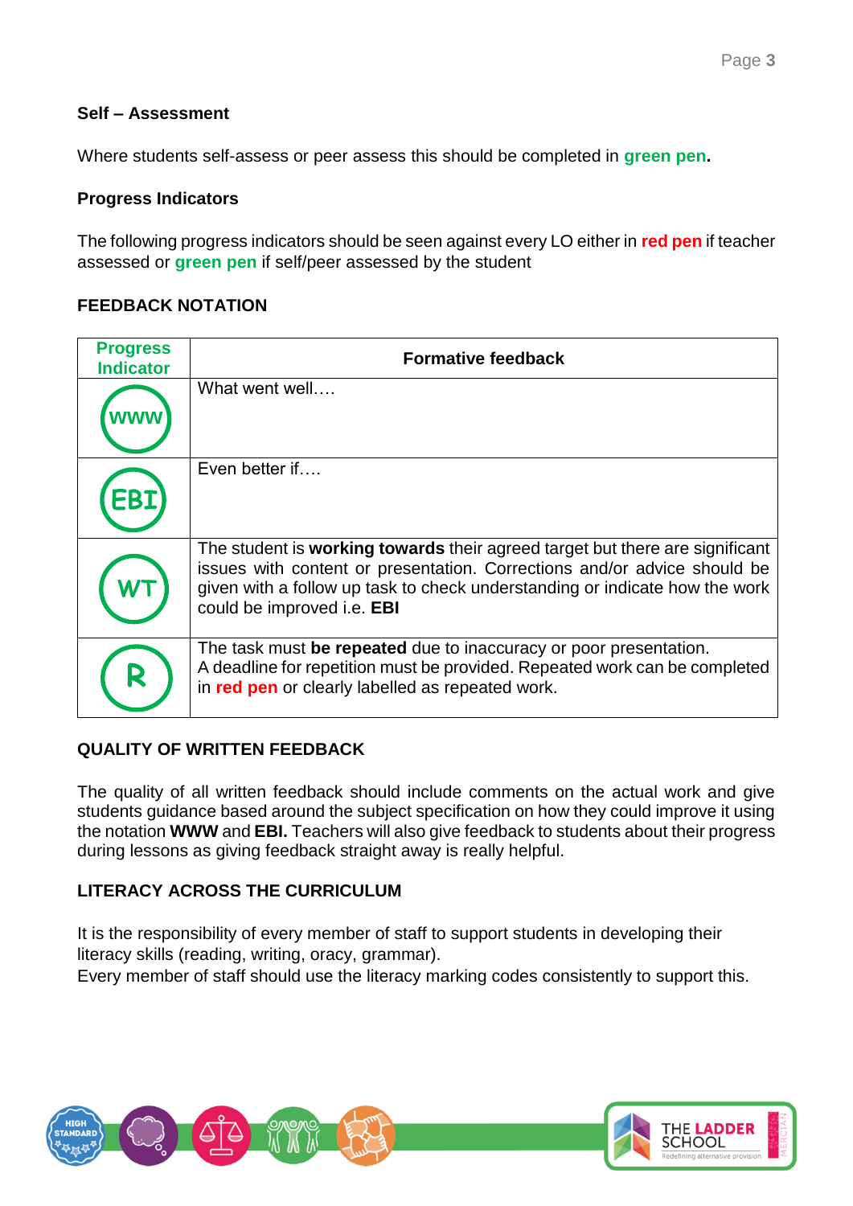## Self – Assessment

Where students self-assess or peer assess this should be completed in **green pen.**

## Progress Indicators

The following progress indicators should be seen against every LO either in **red pen** if teacher assessed or **green pen** if self/peer assessed by the student

## FEEDBACK NOTATION

| Progress Indicator | Formative feedback |
| --- | --- |
| WWW | What went well…. |
| EBI | Even better if…. |
| WT | The student is **working towards** their agreed target but there are significant issues with content or presentation. Corrections and/or advice should be given with a follow up task to check understanding or indicate how the work could be improved i.e. **EBI** |
| R | The task must **be repeated** due to inaccuracy or poor presentation. A deadline for repetition must be provided. Repeated work can be completed in **red pen** or clearly labelled as repeated work. |

## QUALITY OF WRITTEN FEEDBACK

The quality of all written feedback should include comments on the actual work and give students guidance based around the subject specification on how they could improve it using the notation **WWW** and **EBI.** Teachers will also give feedback to students about their progress during lessons as giving feedback straight away is really helpful.

## LITERACY ACROSS THE CURRICULUM

It is the responsibility of every member of staff to support students in developing their literacy skills (reading, writing, oracy, grammar).
Every member of staff should use the literacy marking codes consistently to support this.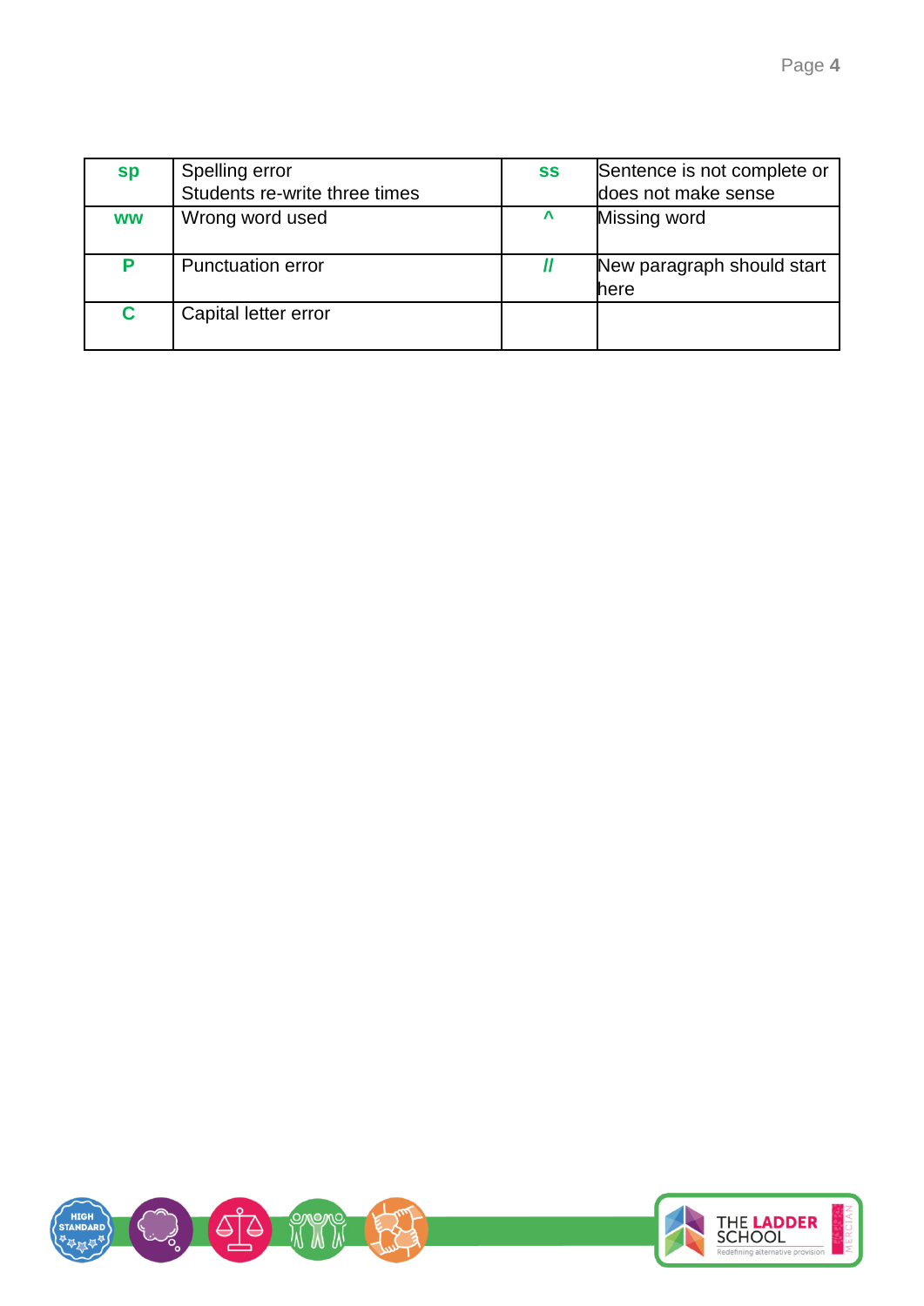| | | | |
|---|---|---|---|
| **sp** | Spelling error<br>Students re-write three times | **ss** | Sentence is not complete or does not make sense |
| **ww** | Wrong word used | **^** | Missing word |
| **P** | Punctuation error | **//** | New paragraph should start here |
| **C** | Capital letter error | | |